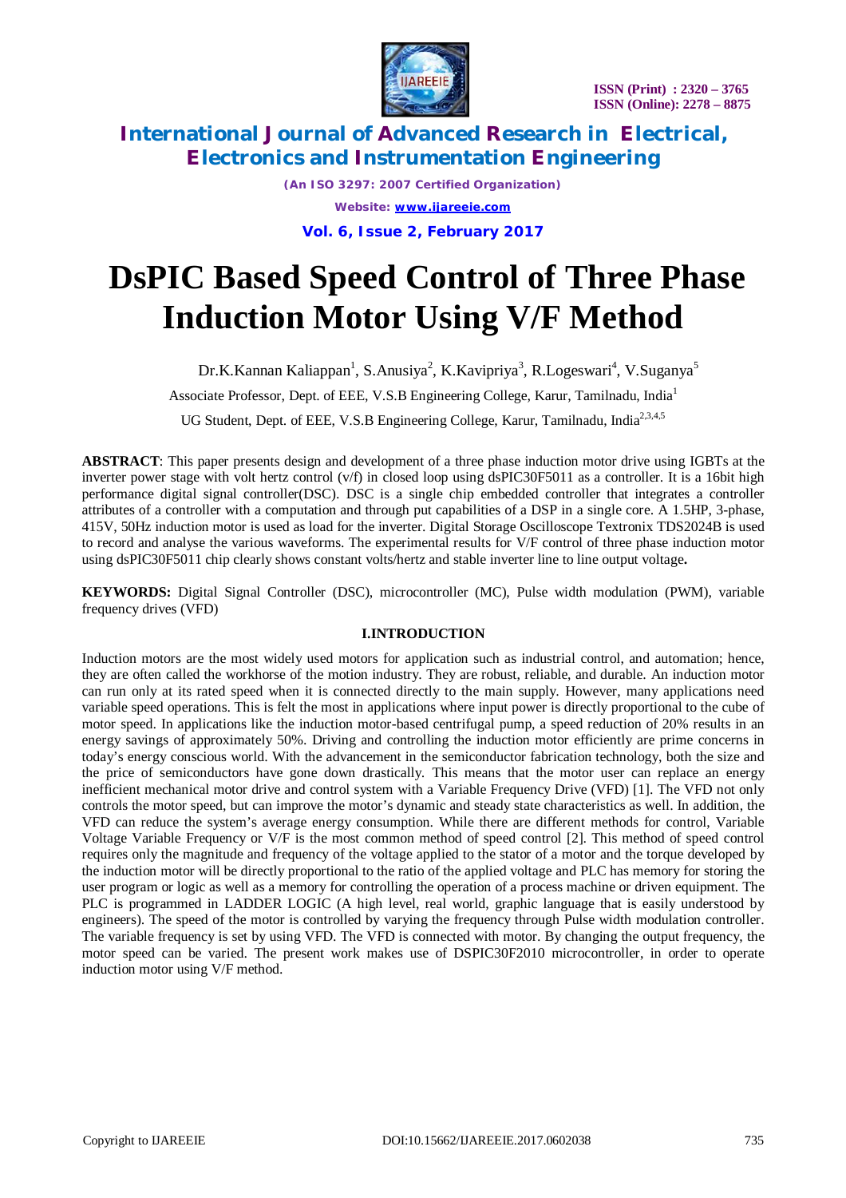# DsPIC Based Speed Control of Three Phase Induction Motor Using V/F Method

Dr.K.Kannan Kaliappan[1], S.Anusiya[2], K.Kavipriya[3], R.Logeswari[4], V.Suganya[5]

Associate Professor, Dept. of EEE, V.S.B Engineering College, Karur, Tamilnadu, India[1]

UG Student, Dept. of EEE, V.S.B Engineering College, Karur, Tamilnadu, India[2,3,4,5]

**ABSTRACT**: This paper presents design and development of a three phase induction motor drive using IGBTs at the inverter power stage with volt hertz control (v/f) in closed loop using dsPIC30F5011 as a controller. It is a 16bit high performance digital signal controller(DSC). DSC is a single chip embedded controller that integrates a controller attributes of a controller with a computation and through put capabilities of a DSP in a single core. A 1.5HP, 3-phase, 415V, 50Hz induction motor is used as load for the inverter. Digital Storage Oscilloscope Textronix TDS2024B is used to record and analyse the various waveforms. The experimental results for V/F control of three phase induction motor using dsPIC30F5011 chip clearly shows constant volts/hertz and stable inverter line to line output voltage**.**

**KEYWORDS:** Digital Signal Controller (DSC), microcontroller (MC), Pulse width modulation (PWM), variable frequency drives (VFD)

## I.INTRODUCTION

Induction motors are the most widely used motors for application such as industrial control, and automation; hence, they are often called the workhorse of the motion industry. They are robust, reliable, and durable. An induction motor can run only at its rated speed when it is connected directly to the main supply. However, many applications need variable speed operations. This is felt the most in applications where input power is directly proportional to the cube of motor speed. In applications like the induction motor-based centrifugal pump, a speed reduction of 20% results in an energy savings of approximately 50%. Driving and controlling the induction motor efficiently are prime concerns in today's energy conscious world. With the advancement in the semiconductor fabrication technology, both the size and the price of semiconductors have gone down drastically. This means that the motor user can replace an energy inefficient mechanical motor drive and control system with a Variable Frequency Drive (VFD) [1]. The VFD not only controls the motor speed, but can improve the motor's dynamic and steady state characteristics as well. In addition, the VFD can reduce the system's average energy consumption. While there are different methods for control, Variable Voltage Variable Frequency or V/F is the most common method of speed control [2]. This method of speed control requires only the magnitude and frequency of the voltage applied to the stator of a motor and the torque developed by the induction motor will be directly proportional to the ratio of the applied voltage and PLC has memory for storing the user program or logic as well as a memory for controlling the operation of a process machine or driven equipment. The PLC is programmed in LADDER LOGIC (A high level, real world, graphic language that is easily understood by engineers). The speed of the motor is controlled by varying the frequency through Pulse width modulation controller. The variable frequency is set by using VFD. The VFD is connected with motor. By changing the output frequency, the motor speed can be varied. The present work makes use of DSPIC30F2010 microcontroller, in order to operate induction motor using V/F method.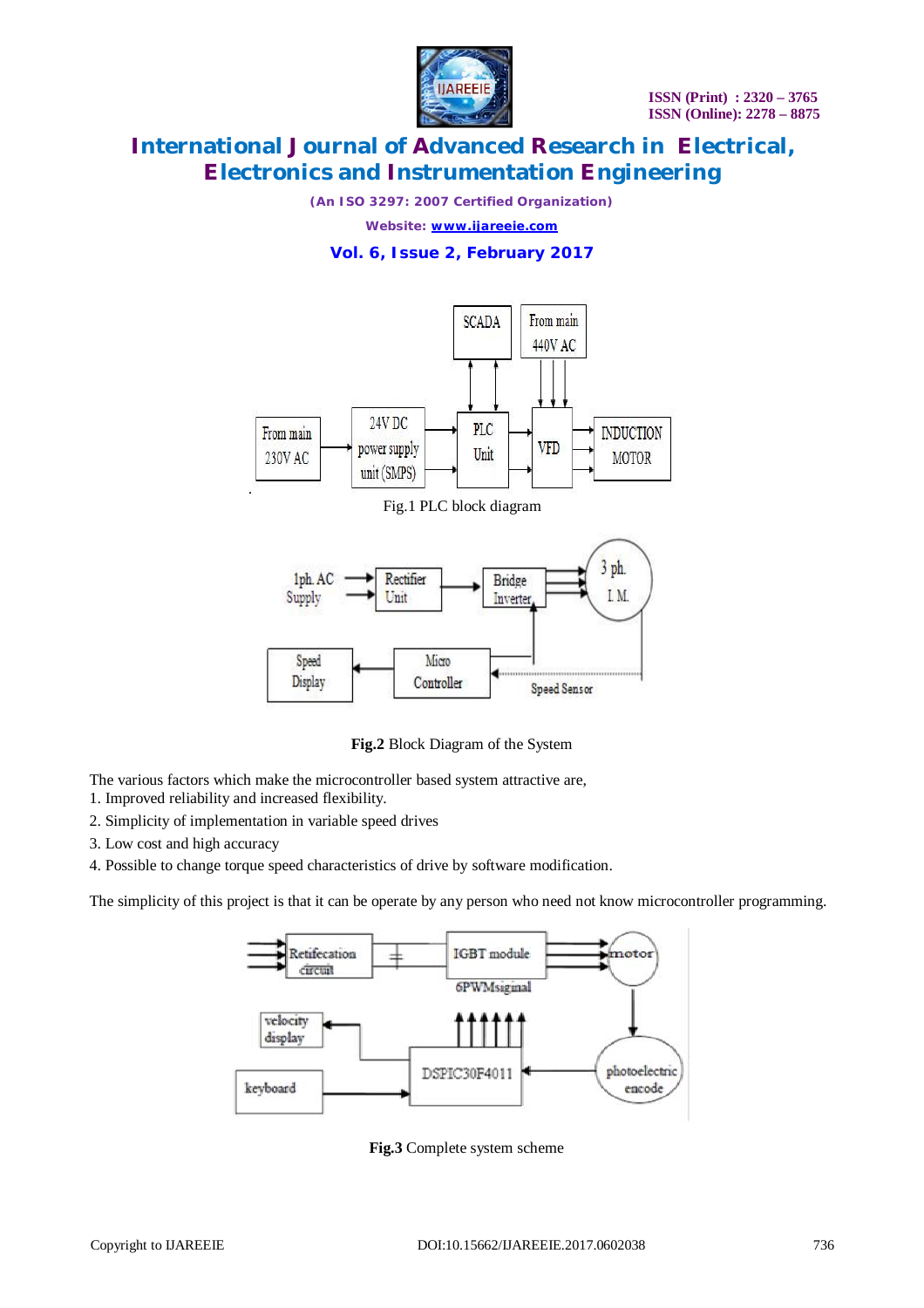Fig.1 PLC block diagram

**Fig.2** Block Diagram of the System

The various factors which make the microcontroller based system attractive are,

1. Improved reliability and increased flexibility.
2. Simplicity of implementation in variable speed drives
3. Low cost and high accuracy
4. Possible to change torque speed characteristics of drive by software modification.

The simplicity of this project is that it can be operate by any person who need not know microcontroller programming.

**Fig.3** Complete system scheme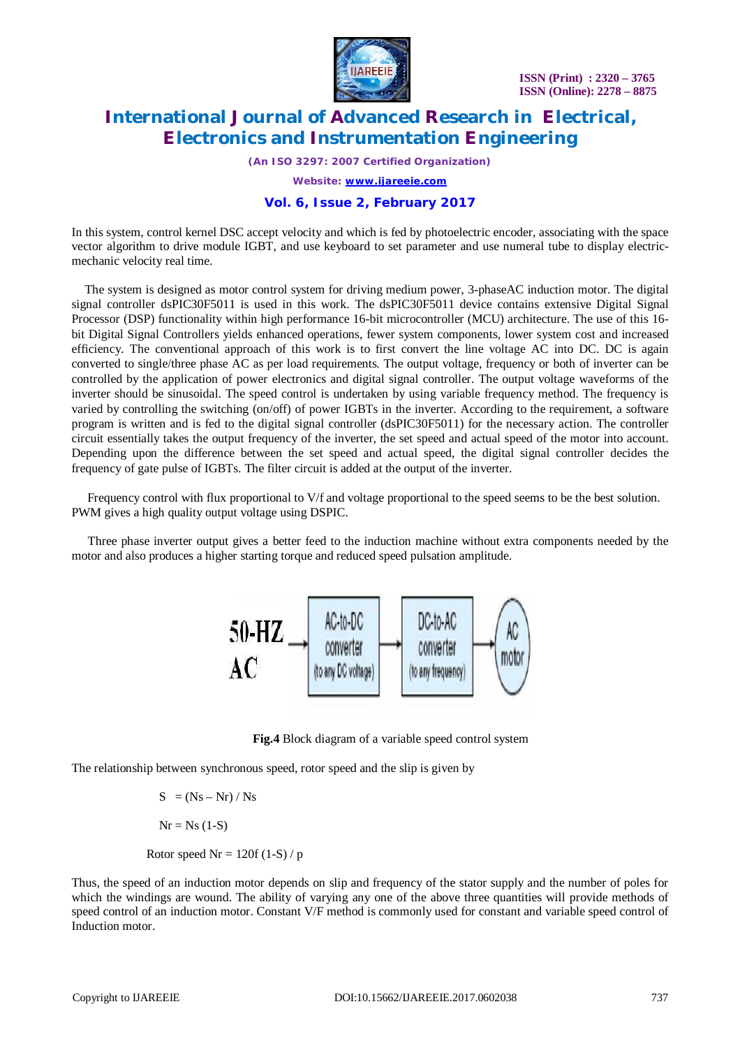In this system, control kernel DSC accept velocity and which is fed by photoelectric encoder, associating with the space vector algorithm to drive module IGBT, and use keyboard to set parameter and use numeral tube to display electric-mechanic velocity real time.

The system is designed as motor control system for driving medium power, 3-phaseAC induction motor. The digital signal controller dsPIC30F5011 is used in this work. The dsPIC30F5011 device contains extensive Digital Signal Processor (DSP) functionality within high performance 16-bit microcontroller (MCU) architecture. The use of this 16-bit Digital Signal Controllers yields enhanced operations, fewer system components, lower system cost and increased efficiency. The conventional approach of this work is to first convert the line voltage AC into DC. DC is again converted to single/three phase AC as per load requirements. The output voltage, frequency or both of inverter can be controlled by the application of power electronics and digital signal controller. The output voltage waveforms of the inverter should be sinusoidal. The speed control is undertaken by using variable frequency method. The frequency is varied by controlling the switching (on/off) of power IGBTs in the inverter. According to the requirement, a software program is written and is fed to the digital signal controller (dsPIC30F5011) for the necessary action. The controller circuit essentially takes the output frequency of the inverter, the set speed and actual speed of the motor into account. Depending upon the difference between the set speed and actual speed, the digital signal controller decides the frequency of gate pulse of IGBTs. The filter circuit is added at the output of the inverter.

Frequency control with flux proportional to V/f and voltage proportional to the speed seems to be the best solution. PWM gives a high quality output voltage using DSPIC.

Three phase inverter output gives a better feed to the induction machine without extra components needed by the motor and also produces a higher starting torque and reduced speed pulsation amplitude.

50-HZ AC → AC-to-DC converter (to any DC voltage) → DC-to-AC converter (to any frequency) → AC motor

**Fig.4** Block diagram of a variable speed control system

The relationship between synchronous speed, rotor speed and the slip is given by

$$S = (N_s - N_r) / N_s$$

$$N_r = N_s (1-S)$$

$$\text{Rotor speed } N_r = 120f (1-S) / p$$

Thus, the speed of an induction motor depends on slip and frequency of the stator supply and the number of poles for which the windings are wound. The ability of varying any one of the above three quantities will provide methods of speed control of an induction motor. Constant V/F method is commonly used for constant and variable speed control of Induction motor.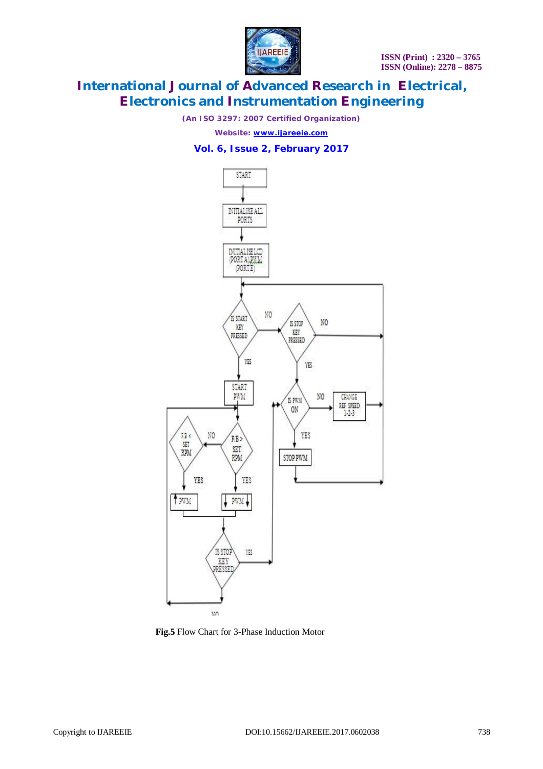Fig.5 Flow Chart for 3-Phase Induction Motor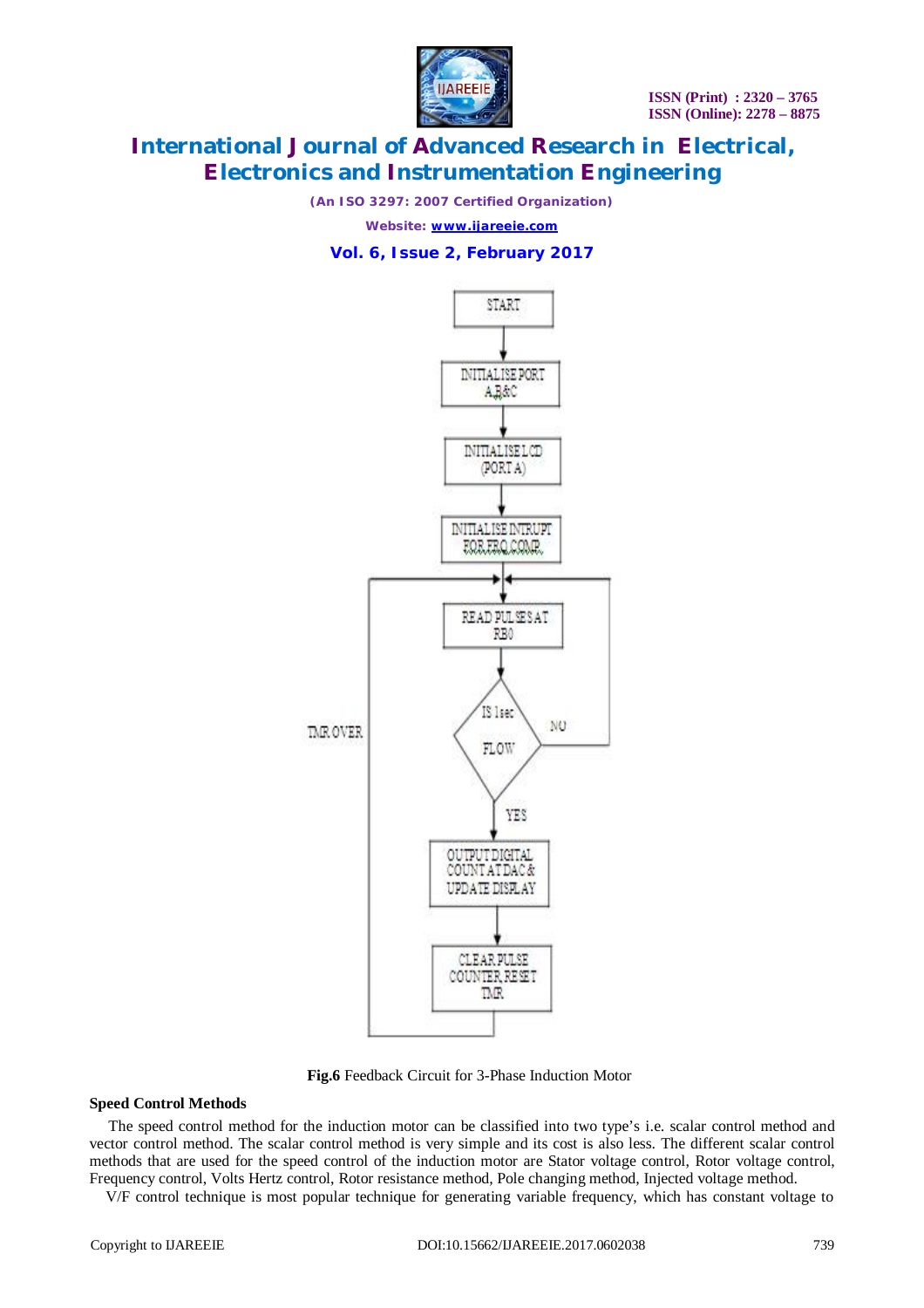**Fig.6** Feedback Circuit for 3-Phase Induction Motor

**Speed Control Methods**

The speed control method for the induction motor can be classified into two type's i.e. scalar control method and vector control method. The scalar control method is very simple and its cost is also less. The different scalar control methods that are used for the speed control of the induction motor are Stator voltage control, Rotor voltage control, Frequency control, Volts Hertz control, Rotor resistance method, Pole changing method, Injected voltage method.

V/F control technique is most popular technique for generating variable frequency, which has constant voltage to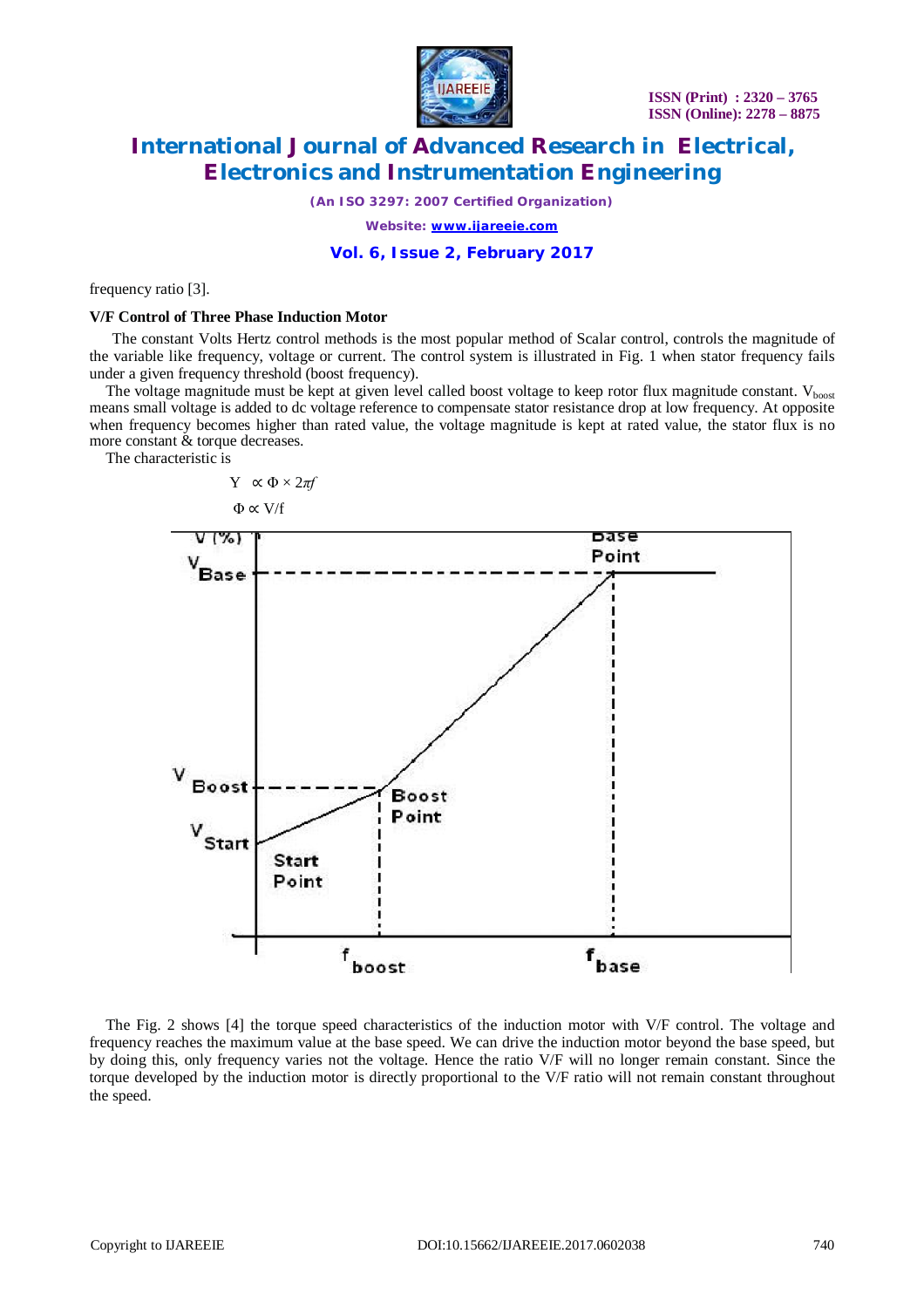frequency ratio [3].

**V/F Control of Three Phase Induction Motor**

The constant Volts Hertz control methods is the most popular method of Scalar control, controls the magnitude of the variable like frequency, voltage or current. The control system is illustrated in Fig. 1 when stator frequency fails under a given frequency threshold (boost frequency).

The voltage magnitude must be kept at given level called boost voltage to keep rotor flux magnitude constant. $V_{boost}$ means small voltage is added to dc voltage reference to compensate stator resistance drop at low frequency. At opposite when frequency becomes higher than rated value, the voltage magnitude is kept at rated value, the stator flux is no more constant & torque decreases.

The characteristic is

$$Y \propto \Phi \times 2\pi f$$

$$\Phi \propto V/f$$

The Fig. 2 shows [4] the torque speed characteristics of the induction motor with V/F control. The voltage and frequency reaches the maximum value at the base speed. We can drive the induction motor beyond the base speed, but by doing this, only frequency varies not the voltage. Hence the ratio V/F will no longer remain constant. Since the torque developed by the induction motor is directly proportional to the V/F ratio will not remain constant throughout the speed.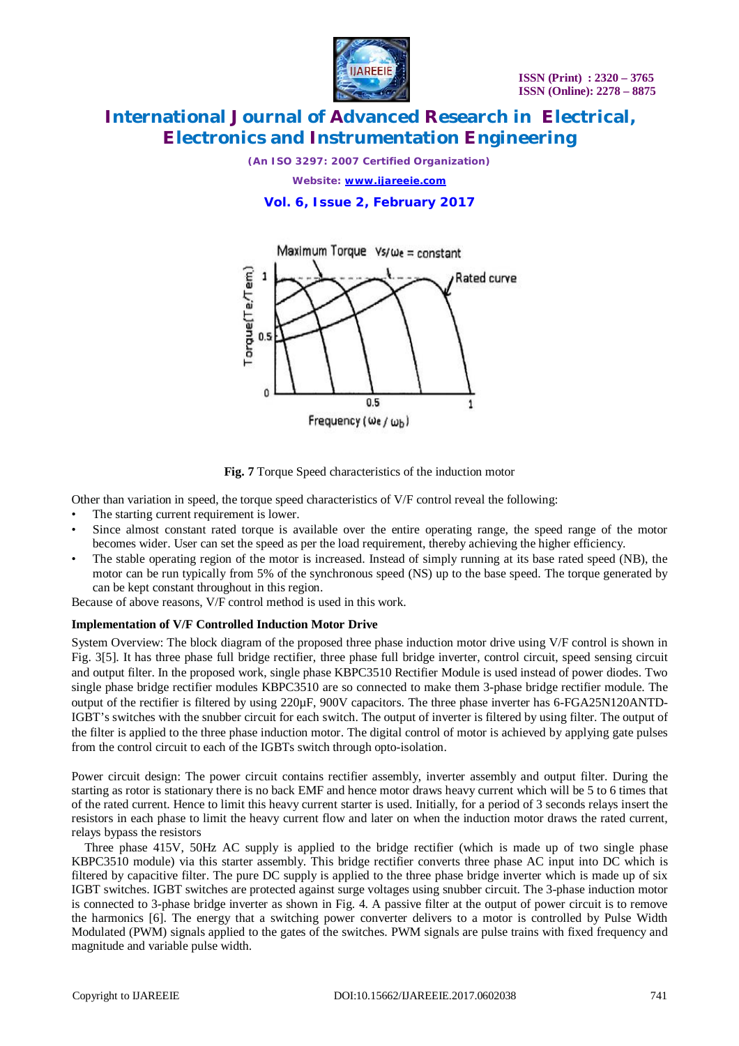**Fig. 7** Torque Speed characteristics of the induction motor

Other than variation in speed, the torque speed characteristics of V/F control reveal the following:

- The starting current requirement is lower.
- Since almost constant rated torque is available over the entire operating range, the speed range of the motor becomes wider. User can set the speed as per the load requirement, thereby achieving the higher efficiency.
- The stable operating region of the motor is increased. Instead of simply running at its base rated speed (NB), the motor can be run typically from 5% of the synchronous speed (NS) up to the base speed. The torque generated by can be kept constant throughout in this region.

Because of above reasons, V/F control method is used in this work.

**Implementation of V/F Controlled Induction Motor Drive**

System Overview: The block diagram of the proposed three phase induction motor drive using V/F control is shown in Fig. 3[5]. It has three phase full bridge rectifier, three phase full bridge inverter, control circuit, speed sensing circuit and output filter. In the proposed work, single phase KBPC3510 Rectifier Module is used instead of power diodes. Two single phase bridge rectifier modules KBPC3510 are so connected to make them 3-phase bridge rectifier module. The output of the rectifier is filtered by using 220µF, 900V capacitors. The three phase inverter has 6-FGA25N120ANTD-IGBT's switches with the snubber circuit for each switch. The output of inverter is filtered by using filter. The output of the filter is applied to the three phase induction motor. The digital control of motor is achieved by applying gate pulses from the control circuit to each of the IGBTs switch through opto-isolation.

Power circuit design: The power circuit contains rectifier assembly, inverter assembly and output filter. During the starting as rotor is stationary there is no back EMF and hence motor draws heavy current which will be 5 to 6 times that of the rated current. Hence to limit this heavy current starter is used. Initially, for a period of 3 seconds relays insert the resistors in each phase to limit the heavy current flow and later on when the induction motor draws the rated current, relays bypass the resistors

Three phase 415V, 50Hz AC supply is applied to the bridge rectifier (which is made up of two single phase KBPC3510 module) via this starter assembly. This bridge rectifier converts three phase AC input into DC which is filtered by capacitive filter. The pure DC supply is applied to the three phase bridge inverter which is made up of six IGBT switches. IGBT switches are protected against surge voltages using snubber circuit. The 3-phase induction motor is connected to 3-phase bridge inverter as shown in Fig. 4. A passive filter at the output of power circuit is to remove the harmonics [6]. The energy that a switching power converter delivers to a motor is controlled by Pulse Width Modulated (PWM) signals applied to the gates of the switches. PWM signals are pulse trains with fixed frequency and magnitude and variable pulse width.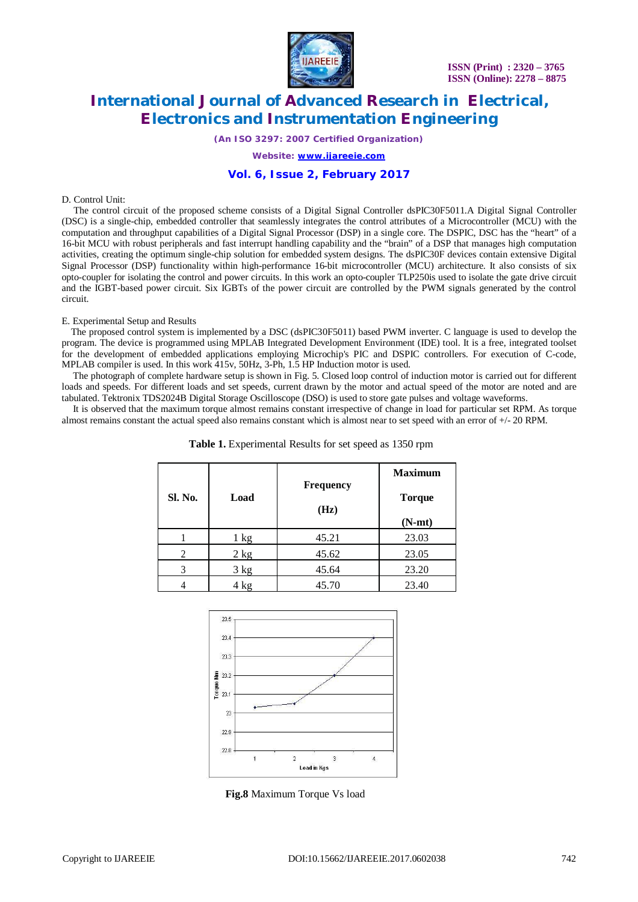D. Control Unit:

The control circuit of the proposed scheme consists of a Digital Signal Controller dsPIC30F5011.A Digital Signal Controller (DSC) is a single-chip, embedded controller that seamlessly integrates the control attributes of a Microcontroller (MCU) with the computation and throughput capabilities of a Digital Signal Processor (DSP) in a single core. The DSPIC, DSC has the "heart" of a 16-bit MCU with robust peripherals and fast interrupt handling capability and the "brain" of a DSP that manages high computation activities, creating the optimum single-chip solution for embedded system designs. The dsPIC30F devices contain extensive Digital Signal Processor (DSP) functionality within high-performance 16-bit microcontroller (MCU) architecture. It also consists of six opto-coupler for isolating the control and power circuits. In this work an opto-coupler TLP250is used to isolate the gate drive circuit and the IGBT-based power circuit. Six IGBTs of the power circuit are controlled by the PWM signals generated by the control circuit.

E. Experimental Setup and Results

The proposed control system is implemented by a DSC (dsPIC30F5011) based PWM inverter. C language is used to develop the program. The device is programmed using MPLAB Integrated Development Environment (IDE) tool. It is a free, integrated toolset for the development of embedded applications employing Microchip's PIC and DSPIC controllers. For execution of C-code, MPLAB compiler is used. In this work 415v, 50Hz, 3-Ph, 1.5 HP Induction motor is used.

The photograph of complete hardware setup is shown in Fig. 5. Closed loop control of induction motor is carried out for different loads and speeds. For different loads and set speeds, current drawn by the motor and actual speed of the motor are noted and are tabulated. Tektronix TDS2024B Digital Storage Oscilloscope (DSO) is used to store gate pulses and voltage waveforms.

It is observed that the maximum torque almost remains constant irrespective of change in load for particular set RPM. As torque almost remains constant the actual speed also remains constant which is almost near to set speed with an error of +/- 20 RPM.

**Table 1.** Experimental Results for set speed as 1350 rpm

| Sl. No. | Load | Frequency (Hz) | Maximum Torque (N-mt) |
|---|---|---|---|
| 1 | 1 kg | 45.21 | 23.03 |
| 2 | 2 kg | 45.62 | 23.05 |
| 3 | 3 kg | 45.64 | 23.20 |
| 4 | 4 kg | 45.70 | 23.40 |

**Fig.8** Maximum Torque Vs load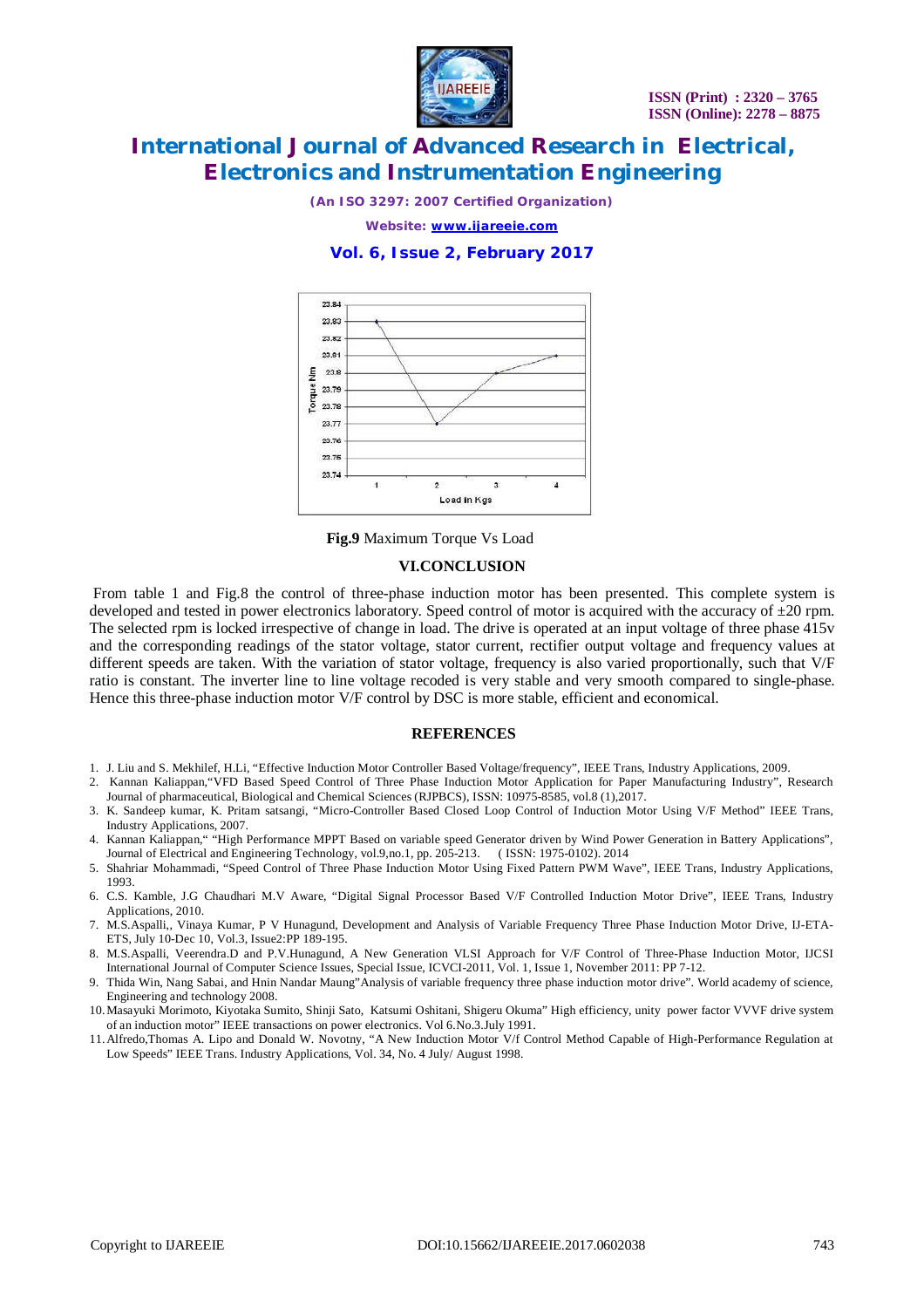23.84
23.83
23.82
23.81
23.8
23.79
23.78
23.77
23.76
23.75
23.74

Torque Nm

1
2
3
4

Load in Kgs

**Fig.9** Maximum Torque Vs Load

## VI.CONCLUSION

From table 1 and Fig.8 the control of three-phase induction motor has been presented. This complete system is developed and tested in power electronics laboratory. Speed control of motor is acquired with the accuracy of ±20 rpm. The selected rpm is locked irrespective of change in load. The drive is operated at an input voltage of three phase 415v and the corresponding readings of the stator voltage, stator current, rectifier output voltage and frequency values at different speeds are taken. With the variation of stator voltage, frequency is also varied proportionally, such that V/F ratio is constant. The inverter line to line voltage recoded is very stable and very smooth compared to single-phase. Hence this three-phase induction motor V/F control by DSC is more stable, efficient and economical.

## REFERENCES

1. J. Liu and S. Mekhilef, H.Li, "Effective Induction Motor Controller Based Voltage/frequency", IEEE Trans, Industry Applications, 2009.
2. Kannan Kaliappan,"VFD Based Speed Control of Three Phase Induction Motor Application for Paper Manufacturing Industry", Research Journal of pharmaceutical, Biological and Chemical Sciences (RJPBCS), ISSN: 10975-8585, vol.8 (1),2017.
3. K. Sandeep kumar, K. Pritam satsangi, "Micro-Controller Based Closed Loop Control of Induction Motor Using V/F Method" IEEE Trans, Industry Applications, 2007.
4. Kannan Kaliappan," "High Performance MPPT Based on variable speed Generator driven by Wind Power Generation in Battery Applications", Journal of Electrical and Engineering Technology, vol.9,no.1, pp. 205-213. ( ISSN: 1975-0102). 2014
5. Shahriar Mohammadi, "Speed Control of Three Phase Induction Motor Using Fixed Pattern PWM Wave", IEEE Trans, Industry Applications, 1993.
6. C.S. Kamble, J.G Chaudhari M.V Aware, "Digital Signal Processor Based V/F Controlled Induction Motor Drive", IEEE Trans, Industry Applications, 2010.
7. M.S.Aspalli,, Vinaya Kumar, P V Hunagund, Development and Analysis of Variable Frequency Three Phase Induction Motor Drive, IJ-ETA-ETS, July 10-Dec 10, Vol.3, Issue2:PP 189-195.
8. M.S.Aspalli, Veerendra.D and P.V.Hunagund, A New Generation VLSI Approach for V/F Control of Three-Phase Induction Motor, IJCSI International Journal of Computer Science Issues, Special Issue, ICVCI-2011, Vol. 1, Issue 1, November 2011: PP 7-12.
9. Thida Win, Nang Sabai, and Hnin Nandar Maung"Analysis of variable frequency three phase induction motor drive". World academy of science, Engineering and technology 2008.
10. Masayuki Morimoto, Kiyotaka Sumito, Shinji Sato, Katsumi Oshitani, Shigeru Okuma" High efficiency, unity power factor VVVF drive system of an induction motor" IEEE transactions on power electronics. Vol 6.No.3.July 1991.
11. Alfredo,Thomas A. Lipo and Donald W. Novotny, "A New Induction Motor V/f Control Method Capable of High-Performance Regulation at Low Speeds" IEEE Trans. Industry Applications, Vol. 34, No. 4 July/ August 1998.